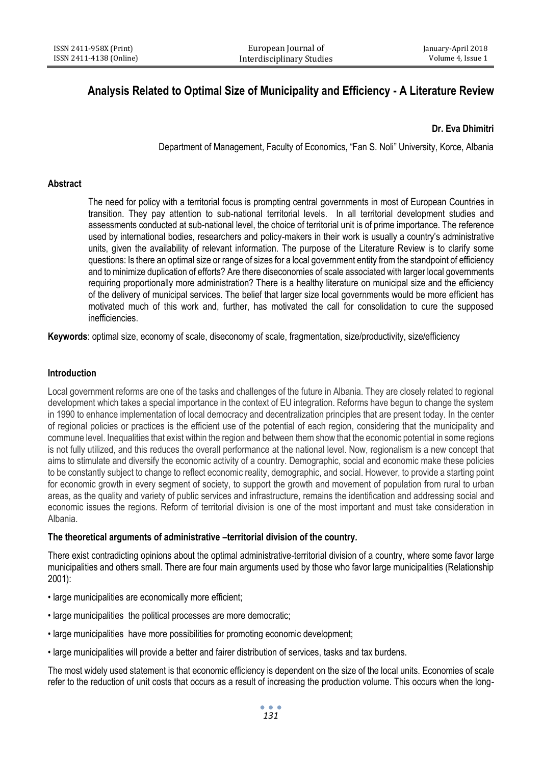# Analysis Related to Optimal Size of Municipality and Efficiency - A Literature Review

**Dr. Eva Dhimitri**

Department of Management, Faculty of Economics, "Fan S. Noli" University, Korce, Albania

## Abstract

The need for policy with a territorial focus is prompting central governments in most of European Countries in transition. They pay attention to sub-national territorial levels. In all territorial development studies and assessments conducted at sub-national level, the choice of territorial unit is of prime importance. The reference used by international bodies, researchers and policy-makers in their work is usually a country's administrative units, given the availability of relevant information. The purpose of the Literature Review is to clarify some questions: Is there an optimal size or range of sizes for a local government entity from the standpoint of efficiency and to minimize duplication of efforts? Are there diseconomies of scale associated with larger local governments requiring proportionally more administration? There is a healthy literature on municipal size and the efficiency of the delivery of municipal services. The belief that larger size local governments would be more efficient has motivated much of this work and, further, has motivated the call for consolidation to cure the supposed inefficiencies.

**Keywords**: optimal size, economy of scale, diseconomy of scale, fragmentation, size/productivity, size/efficiency

## Introduction

Local government reforms are one of the tasks and challenges of the future in Albania. They are closely related to regional development which takes a special importance in the context of EU integration. Reforms have begun to change the system in 1990 to enhance implementation of local democracy and decentralization principles that are present today. In the center of regional policies or practices is the efficient use of the potential of each region, considering that the municipality and commune level. Inequalities that exist within the region and between them show that the economic potential in some regions is not fully utilized, and this reduces the overall performance at the national level. Now, regionalism is a new concept that aims to stimulate and diversify the economic activity of a country. Demographic, social and economic make these policies to be constantly subject to change to reflect economic reality, demographic, and social. However, to provide a starting point for economic growth in every segment of society, to support the growth and movement of population from rural to urban areas, as the quality and variety of public services and infrastructure, remains the identification and addressing social and economic issues the regions. Reform of territorial division is one of the most important and must take consideration in Albania.

### The theoretical arguments of administrative –territorial division of the country.

There exist contradicting opinions about the optimal administrative-territorial division of a country, where some favor large municipalities and others small. There are four main arguments used by those who favor large municipalities (Relationship 2001):

- large municipalities are economically more efficient;
- large municipalities the political processes are more democratic;
- large municipalities have more possibilities for promoting economic development;
- large municipalities will provide a better and fairer distribution of services, tasks and tax burdens.

The most widely used statement is that economic efficiency is dependent on the size of the local units. Economies of scale refer to the reduction of unit costs that occurs as a result of increasing the production volume. This occurs when the long-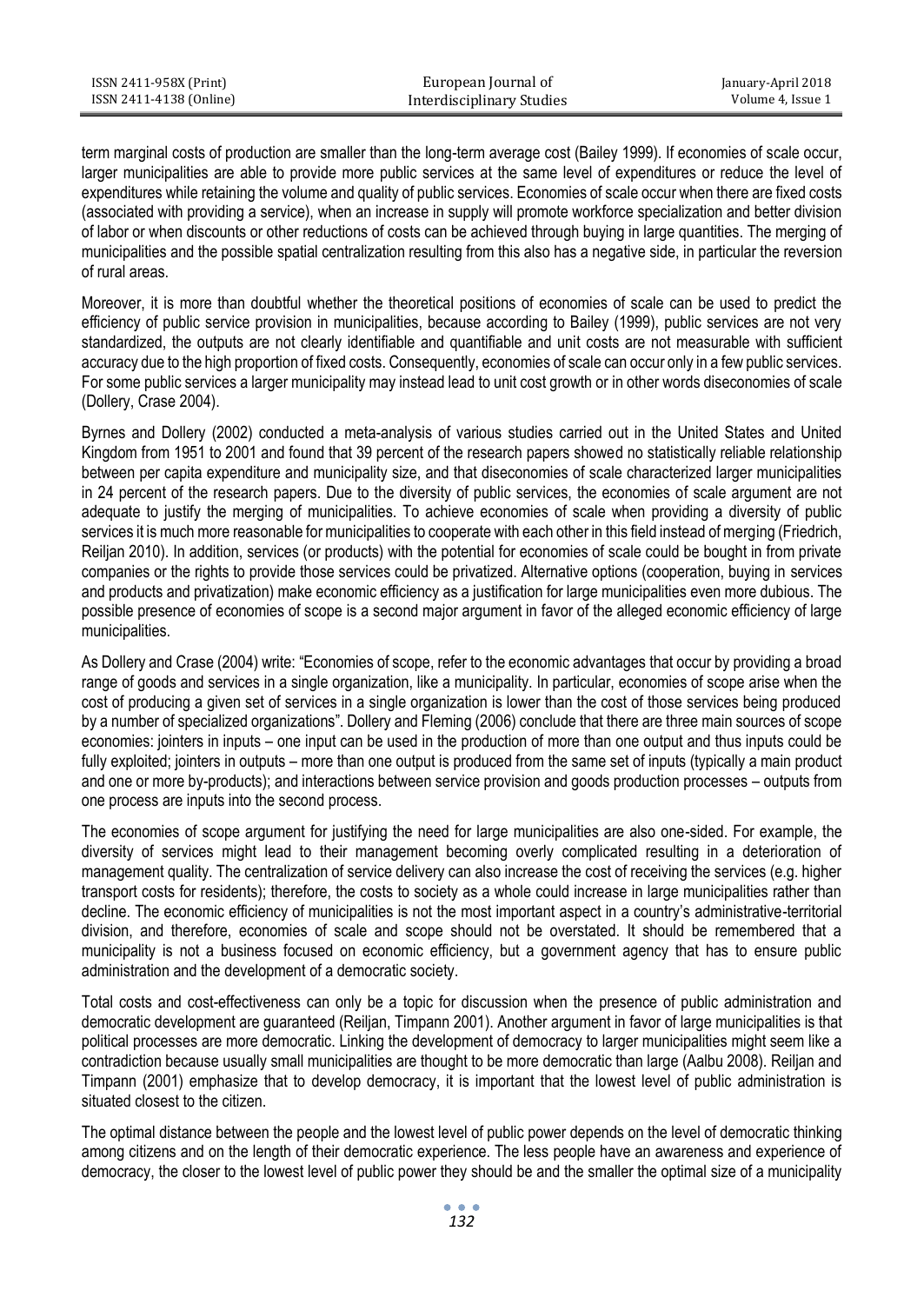term marginal costs of production are smaller than the long-term average cost (Bailey 1999). If economies of scale occur, larger municipalities are able to provide more public services at the same level of expenditures or reduce the level of expenditures while retaining the volume and quality of public services. Economies of scale occur when there are fixed costs (associated with providing a service), when an increase in supply will promote workforce specialization and better division of labor or when discounts or other reductions of costs can be achieved through buying in large quantities. The merging of municipalities and the possible spatial centralization resulting from this also has a negative side, in particular the reversion of rural areas.

Moreover, it is more than doubtful whether the theoretical positions of economies of scale can be used to predict the efficiency of public service provision in municipalities, because according to Bailey (1999), public services are not very standardized, the outputs are not clearly identifiable and quantifiable and unit costs are not measurable with sufficient accuracy due to the high proportion of fixed costs. Consequently, economies of scale can occur only in a few public services. For some public services a larger municipality may instead lead to unit cost growth or in other words diseconomies of scale (Dollery, Crase 2004).

Byrnes and Dollery (2002) conducted a meta-analysis of various studies carried out in the United States and United Kingdom from 1951 to 2001 and found that 39 percent of the research papers showed no statistically reliable relationship between per capita expenditure and municipality size, and that diseconomies of scale characterized larger municipalities in 24 percent of the research papers. Due to the diversity of public services, the economies of scale argument are not adequate to justify the merging of municipalities. To achieve economies of scale when providing a diversity of public services it is much more reasonable for municipalities to cooperate with each other in this field instead of merging (Friedrich, Reiljan 2010). In addition, services (or products) with the potential for economies of scale could be bought in from private companies or the rights to provide those services could be privatized. Alternative options (cooperation, buying in services and products and privatization) make economic efficiency as a justification for large municipalities even more dubious. The possible presence of economies of scope is a second major argument in favor of the alleged economic efficiency of large municipalities.

As Dollery and Crase (2004) write: "Economies of scope, refer to the economic advantages that occur by providing a broad range of goods and services in a single organization, like a municipality. In particular, economies of scope arise when the cost of producing a given set of services in a single organization is lower than the cost of those services being produced by a number of specialized organizations". Dollery and Fleming (2006) conclude that there are three main sources of scope economies: jointers in inputs – one input can be used in the production of more than one output and thus inputs could be fully exploited; jointers in outputs – more than one output is produced from the same set of inputs (typically a main product and one or more by-products); and interactions between service provision and goods production processes – outputs from one process are inputs into the second process.

The economies of scope argument for justifying the need for large municipalities are also one-sided. For example, the diversity of services might lead to their management becoming overly complicated resulting in a deterioration of management quality. The centralization of service delivery can also increase the cost of receiving the services (e.g. higher transport costs for residents); therefore, the costs to society as a whole could increase in large municipalities rather than decline. The economic efficiency of municipalities is not the most important aspect in a country's administrative-territorial division, and therefore, economies of scale and scope should not be overstated. It should be remembered that a municipality is not a business focused on economic efficiency, but a government agency that has to ensure public administration and the development of a democratic society.

Total costs and cost-effectiveness can only be a topic for discussion when the presence of public administration and democratic development are guaranteed (Reiljan, Timpann 2001). Another argument in favor of large municipalities is that political processes are more democratic. Linking the development of democracy to larger municipalities might seem like a contradiction because usually small municipalities are thought to be more democratic than large (Aalbu 2008). Reiljan and Timpann (2001) emphasize that to develop democracy, it is important that the lowest level of public administration is situated closest to the citizen.

The optimal distance between the people and the lowest level of public power depends on the level of democratic thinking among citizens and on the length of their democratic experience. The less people have an awareness and experience of democracy, the closer to the lowest level of public power they should be and the smaller the optimal size of a municipality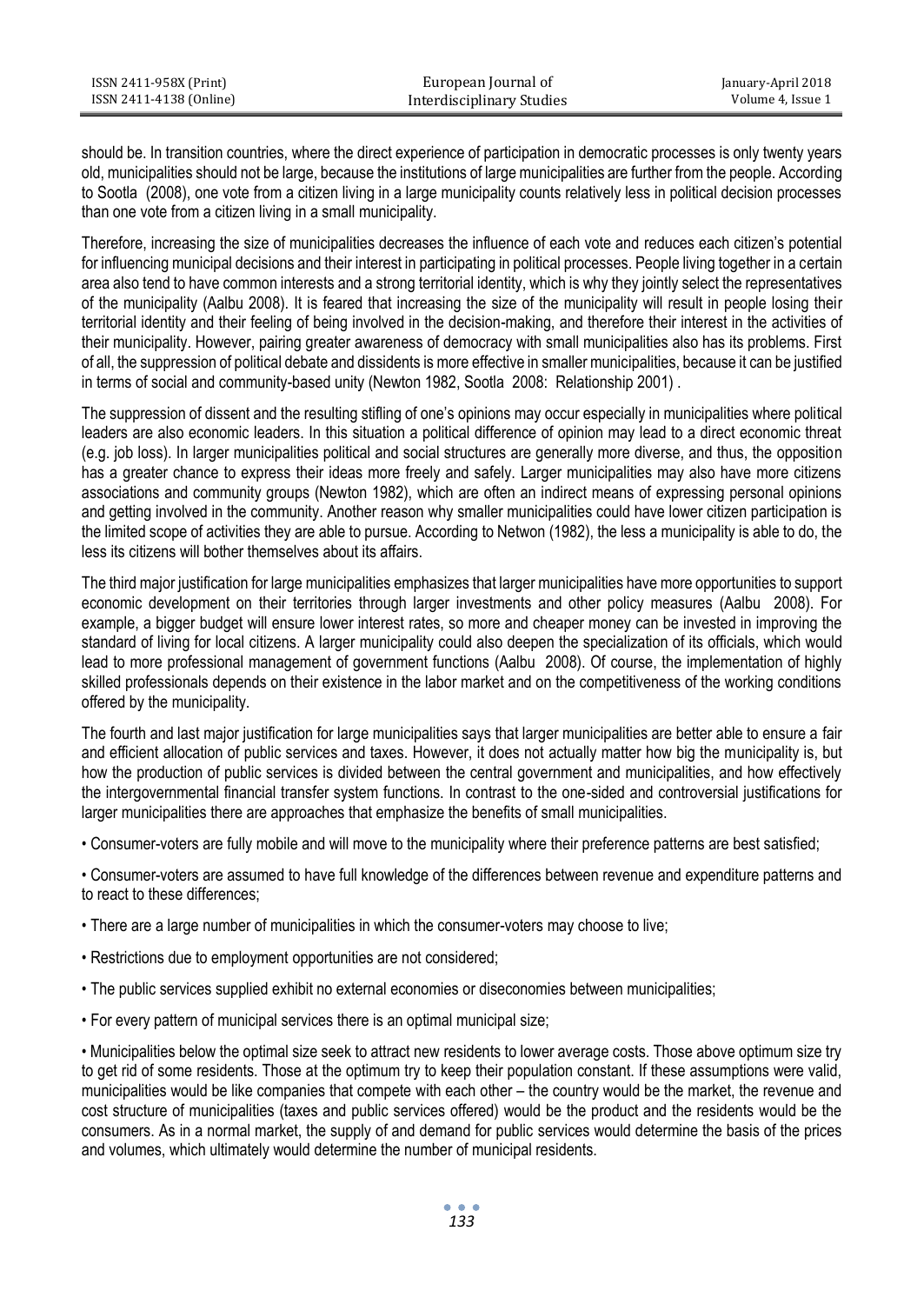should be. In transition countries, where the direct experience of participation in democratic processes is only twenty years old, municipalities should not be large, because the institutions of large municipalities are further from the people. According to Sootla (2008), one vote from a citizen living in a large municipality counts relatively less in political decision processes than one vote from a citizen living in a small municipality.

Therefore, increasing the size of municipalities decreases the influence of each vote and reduces each citizen's potential for influencing municipal decisions and their interest in participating in political processes. People living together in a certain area also tend to have common interests and a strong territorial identity, which is why they jointly select the representatives of the municipality (Aalbu 2008). It is feared that increasing the size of the municipality will result in people losing their territorial identity and their feeling of being involved in the decision-making, and therefore their interest in the activities of their municipality. However, pairing greater awareness of democracy with small municipalities also has its problems. First of all, the suppression of political debate and dissidents is more effective in smaller municipalities, because it can be justified in terms of social and community-based unity (Newton 1982, Sootla 2008: Relationship 2001) .

The suppression of dissent and the resulting stifling of one's opinions may occur especially in municipalities where political leaders are also economic leaders. In this situation a political difference of opinion may lead to a direct economic threat (e.g. job loss). In larger municipalities political and social structures are generally more diverse, and thus, the opposition has a greater chance to express their ideas more freely and safely. Larger municipalities may also have more citizens associations and community groups (Newton 1982), which are often an indirect means of expressing personal opinions and getting involved in the community. Another reason why smaller municipalities could have lower citizen participation is the limited scope of activities they are able to pursue. According to Netwon (1982), the less a municipality is able to do, the less its citizens will bother themselves about its affairs.

The third major justification for large municipalities emphasizes that larger municipalities have more opportunities to support economic development on their territories through larger investments and other policy measures (Aalbu 2008). For example, a bigger budget will ensure lower interest rates, so more and cheaper money can be invested in improving the standard of living for local citizens. A larger municipality could also deepen the specialization of its officials, which would lead to more professional management of government functions (Aalbu 2008). Of course, the implementation of highly skilled professionals depends on their existence in the labor market and on the competitiveness of the working conditions offered by the municipality.

The fourth and last major justification for large municipalities says that larger municipalities are better able to ensure a fair and efficient allocation of public services and taxes. However, it does not actually matter how big the municipality is, but how the production of public services is divided between the central government and municipalities, and how effectively the intergovernmental financial transfer system functions. In contrast to the one-sided and controversial justifications for larger municipalities there are approaches that emphasize the benefits of small municipalities.

- Consumer-voters are fully mobile and will move to the municipality where their preference patterns are best satisfied;
- Consumer-voters are assumed to have full knowledge of the differences between revenue and expenditure patterns and to react to these differences;
- There are a large number of municipalities in which the consumer-voters may choose to live;
- Restrictions due to employment opportunities are not considered;
- The public services supplied exhibit no external economies or diseconomies between municipalities;
- For every pattern of municipal services there is an optimal municipal size;
- Municipalities below the optimal size seek to attract new residents to lower average costs. Those above optimum size try to get rid of some residents. Those at the optimum try to keep their population constant. If these assumptions were valid, municipalities would be like companies that compete with each other – the country would be the market, the revenue and cost structure of municipalities (taxes and public services offered) would be the product and the residents would be the consumers. As in a normal market, the supply of and demand for public services would determine the basis of the prices and volumes, which ultimately would determine the number of municipal residents.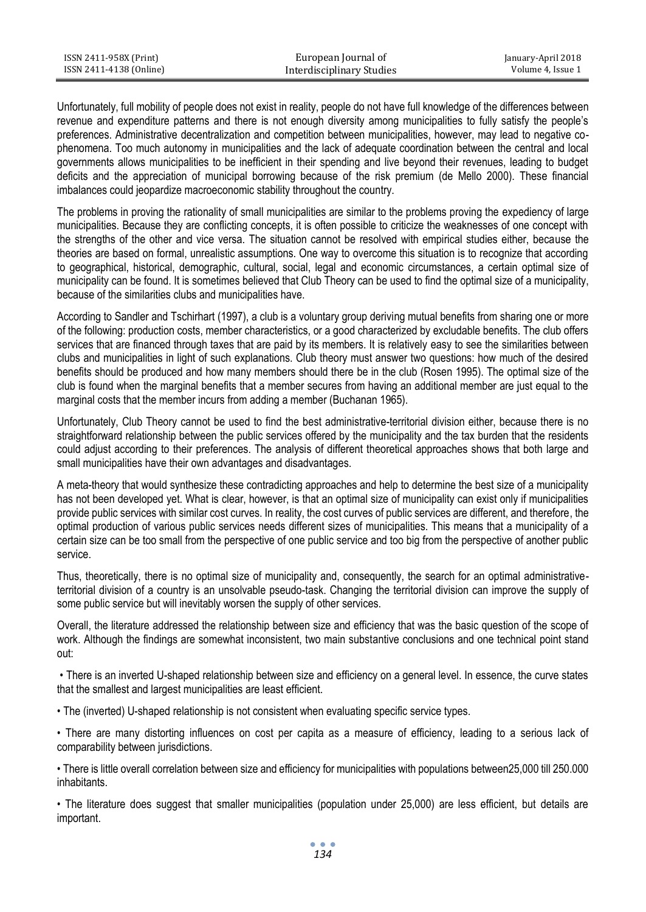Unfortunately, full mobility of people does not exist in reality, people do not have full knowledge of the differences between revenue and expenditure patterns and there is not enough diversity among municipalities to fully satisfy the people's preferences. Administrative decentralization and competition between municipalities, however, may lead to negative co-phenomena. Too much autonomy in municipalities and the lack of adequate coordination between the central and local governments allows municipalities to be inefficient in their spending and live beyond their revenues, leading to budget deficits and the appreciation of municipal borrowing because of the risk premium (de Mello 2000). These financial imbalances could jeopardize macroeconomic stability throughout the country.

The problems in proving the rationality of small municipalities are similar to the problems proving the expediency of large municipalities. Because they are conflicting concepts, it is often possible to criticize the weaknesses of one concept with the strengths of the other and vice versa. The situation cannot be resolved with empirical studies either, because the theories are based on formal, unrealistic assumptions. One way to overcome this situation is to recognize that according to geographical, historical, demographic, cultural, social, legal and economic circumstances, a certain optimal size of municipality can be found. It is sometimes believed that Club Theory can be used to find the optimal size of a municipality, because of the similarities clubs and municipalities have.

According to Sandler and Tschirhart (1997), a club is a voluntary group deriving mutual benefits from sharing one or more of the following: production costs, member characteristics, or a good characterized by excludable benefits. The club offers services that are financed through taxes that are paid by its members. It is relatively easy to see the similarities between clubs and municipalities in light of such explanations. Club theory must answer two questions: how much of the desired benefits should be produced and how many members should there be in the club (Rosen 1995). The optimal size of the club is found when the marginal benefits that a member secures from having an additional member are just equal to the marginal costs that the member incurs from adding a member (Buchanan 1965).

Unfortunately, Club Theory cannot be used to find the best administrative-territorial division either, because there is no straightforward relationship between the public services offered by the municipality and the tax burden that the residents could adjust according to their preferences. The analysis of different theoretical approaches shows that both large and small municipalities have their own advantages and disadvantages.

A meta-theory that would synthesize these contradicting approaches and help to determine the best size of a municipality has not been developed yet. What is clear, however, is that an optimal size of municipality can exist only if municipalities provide public services with similar cost curves. In reality, the cost curves of public services are different, and therefore, the optimal production of various public services needs different sizes of municipalities. This means that a municipality of a certain size can be too small from the perspective of one public service and too big from the perspective of another public service.

Thus, theoretically, there is no optimal size of municipality and, consequently, the search for an optimal administrative-territorial division of a country is an unsolvable pseudo-task. Changing the territorial division can improve the supply of some public service but will inevitably worsen the supply of other services.

Overall, the literature addressed the relationship between size and efficiency that was the basic question of the scope of work. Although the findings are somewhat inconsistent, two main substantive conclusions and one technical point stand out:

- There is an inverted U-shaped relationship between size and efficiency on a general level. In essence, the curve states that the smallest and largest municipalities are least efficient.
- The (inverted) U-shaped relationship is not consistent when evaluating specific service types.
- There are many distorting influences on cost per capita as a measure of efficiency, leading to a serious lack of comparability between jurisdictions.
- There is little overall correlation between size and efficiency for municipalities with populations between25,000 till 250.000 inhabitants.
- The literature does suggest that smaller municipalities (population under 25,000) are less efficient, but details are important.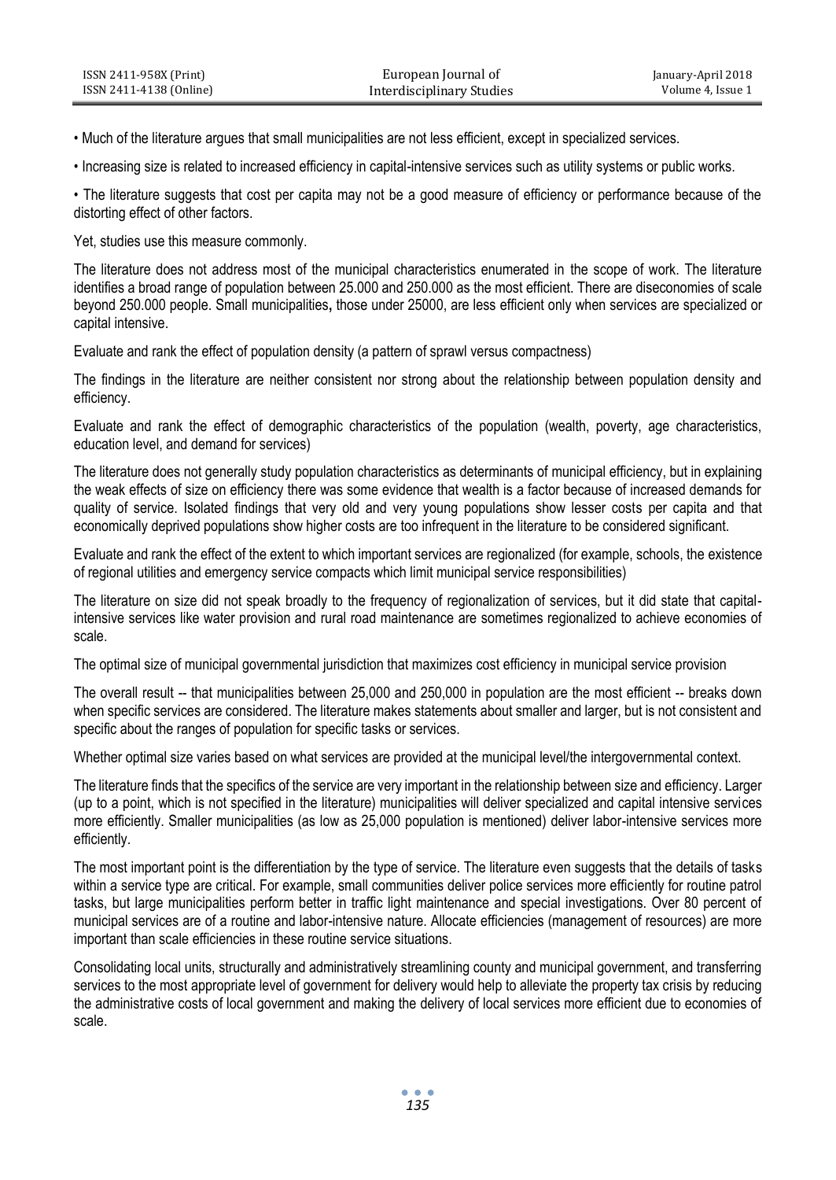• Much of the literature argues that small municipalities are not less efficient, except in specialized services.

• Increasing size is related to increased efficiency in capital-intensive services such as utility systems or public works.

• The literature suggests that cost per capita may not be a good measure of efficiency or performance because of the distorting effect of other factors.

Yet, studies use this measure commonly.

The literature does not address most of the municipal characteristics enumerated in the scope of work. The literature identifies a broad range of population between 25.000 and 250.000 as the most efficient. There are diseconomies of scale beyond 250.000 people. Small municipalities**,** those under 25000, are less efficient only when services are specialized or capital intensive.

Evaluate and rank the effect of population density (a pattern of sprawl versus compactness)

The findings in the literature are neither consistent nor strong about the relationship between population density and efficiency.

Evaluate and rank the effect of demographic characteristics of the population (wealth, poverty, age characteristics, education level, and demand for services)

The literature does not generally study population characteristics as determinants of municipal efficiency, but in explaining the weak effects of size on efficiency there was some evidence that wealth is a factor because of increased demands for quality of service. Isolated findings that very old and very young populations show lesser costs per capita and that economically deprived populations show higher costs are too infrequent in the literature to be considered significant.

Evaluate and rank the effect of the extent to which important services are regionalized (for example, schools, the existence of regional utilities and emergency service compacts which limit municipal service responsibilities)

The literature on size did not speak broadly to the frequency of regionalization of services, but it did state that capital-intensive services like water provision and rural road maintenance are sometimes regionalized to achieve economies of scale.

The optimal size of municipal governmental jurisdiction that maximizes cost efficiency in municipal service provision

The overall result -- that municipalities between 25,000 and 250,000 in population are the most efficient -- breaks down when specific services are considered. The literature makes statements about smaller and larger, but is not consistent and specific about the ranges of population for specific tasks or services.

Whether optimal size varies based on what services are provided at the municipal level/the intergovernmental context.

The literature finds that the specifics of the service are very important in the relationship between size and efficiency. Larger (up to a point, which is not specified in the literature) municipalities will deliver specialized and capital intensive services more efficiently. Smaller municipalities (as low as 25,000 population is mentioned) deliver labor-intensive services more efficiently.

The most important point is the differentiation by the type of service. The literature even suggests that the details of tasks within a service type are critical. For example, small communities deliver police services more efficiently for routine patrol tasks, but large municipalities perform better in traffic light maintenance and special investigations. Over 80 percent of municipal services are of a routine and labor-intensive nature. Allocate efficiencies (management of resources) are more important than scale efficiencies in these routine service situations.

Consolidating local units, structurally and administratively streamlining county and municipal government, and transferring services to the most appropriate level of government for delivery would help to alleviate the property tax crisis by reducing the administrative costs of local government and making the delivery of local services more efficient due to economies of scale.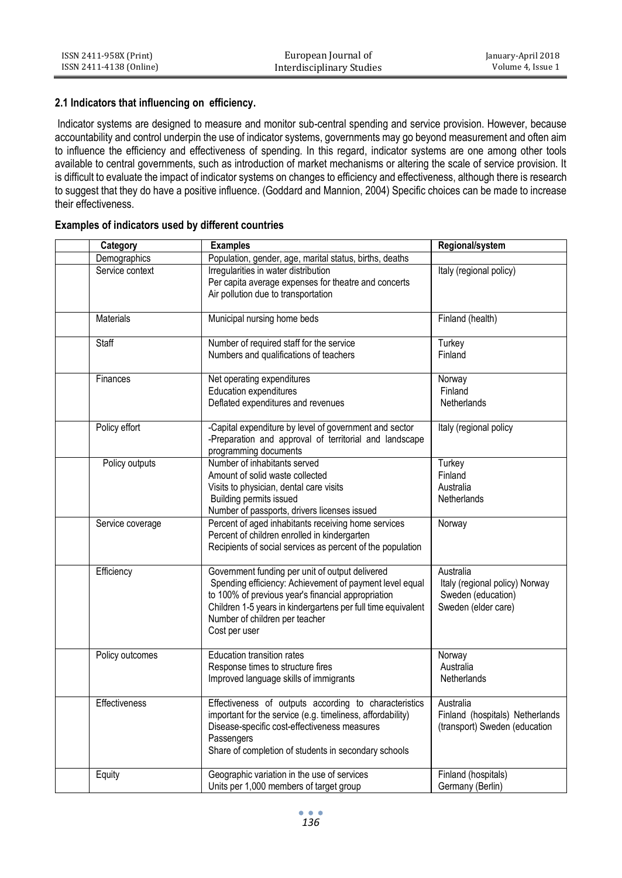## 2.1 Indicators that influencing on efficiency.

Indicator systems are designed to measure and monitor sub-central spending and service provision. However, because accountability and control underpin the use of indicator systems, governments may go beyond measurement and often aim to influence the efficiency and effectiveness of spending. In this regard, indicator systems are one among other tools available to central governments, such as introduction of market mechanisms or altering the scale of service provision. It is difficult to evaluate the impact of indicator systems on changes to efficiency and effectiveness, although there is research to suggest that they do have a positive influence. (Goddard and Mannion, 2004) Specific choices can be made to increase their effectiveness.

**Examples of indicators used by different countries**

| | Category | Examples | Regional/system |
|---|---|---|---|
| | Demographics | Population, gender, age, marital status, births, deaths | |
| | Service context | Irregularities in water distribution<br>Per capita average expenses for theatre and concerts<br>Air pollution due to transportation | Italy (regional policy) |
| | Materials | Municipal nursing home beds | Finland (health) |
| | Staff | Number of required staff for the service<br>Numbers and qualifications of teachers | Turkey<br>Finland |
| | Finances | Net operating expenditures<br>Education expenditures<br>Deflated expenditures and revenues | Norway<br>Finland<br>Netherlands |
| | Policy effort | -Capital expenditure by level of government and sector<br>-Preparation and approval of territorial and landscape programming documents | Italy (regional policy |
| | Policy outputs | Number of inhabitants served<br>Amount of solid waste collected<br>Visits to physician, dental care visits<br>Building permits issued<br>Number of passports, drivers licenses issued | Turkey<br>Finland<br>Australia<br>Netherlands |
| | Service coverage | Percent of aged inhabitants receiving home services<br>Percent of children enrolled in kindergarten<br>Recipients of social services as percent of the population | Norway |
| | Efficiency | Government funding per unit of output delivered<br>Spending efficiency: Achievement of payment level equal to 100% of previous year's financial appropriation<br>Children 1-5 years in kindergartens per full time equivalent<br>Number of children per teacher<br>Cost per user | Australia<br>Italy (regional policy) Norway<br>Sweden (education)<br>Sweden (elder care) |
| | Policy outcomes | Education transition rates<br>Response times to structure fires<br>Improved language skills of immigrants | Norway<br>Australia<br>Netherlands |
| | Effectiveness | Effectiveness of outputs according to characteristics important for the service (e.g. timeliness, affordability)<br>Disease-specific cost-effectiveness measures<br>Passengers<br>Share of completion of students in secondary schools | Australia<br>Finland (hospitals) Netherlands (transport) Sweden (education |
| | Equity | Geographic variation in the use of services<br>Units per 1,000 members of target group | Finland (hospitals)<br>Germany (Berlin) |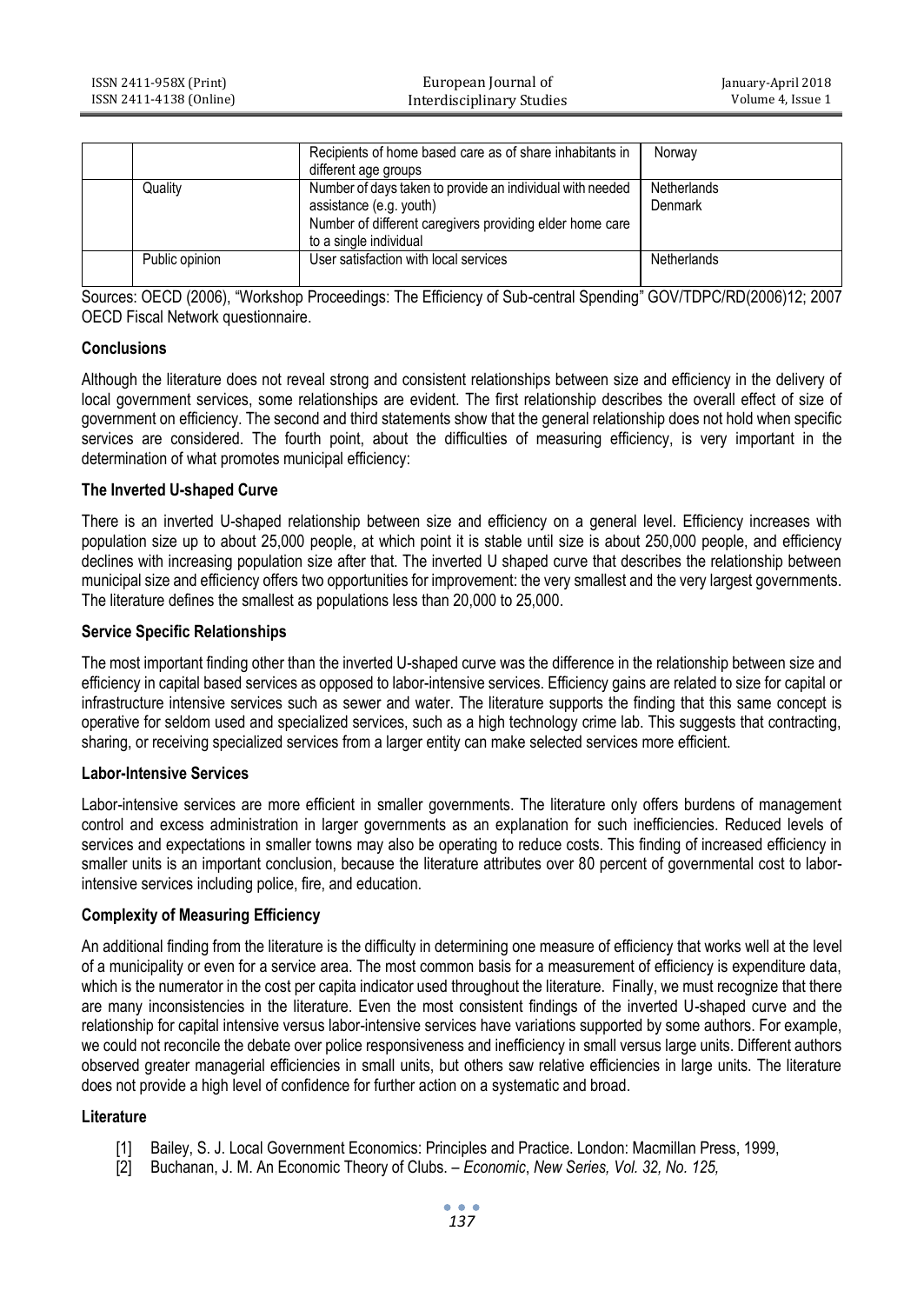| | | | |
|---|---|---|---|
| | | Recipients of home based care as of share inhabitants in different age groups | Norway |
| | Quality | Number of days taken to provide an individual with needed assistance (e.g. youth)<br>Number of different caregivers providing elder home care to a single individual | Netherlands<br>Denmark |
| | Public opinion | User satisfaction with local services | Netherlands |

Sources: OECD (2006), "Workshop Proceedings: The Efficiency of Sub-central Spending" GOV/TDPC/RD(2006)12; 2007 OECD Fiscal Network questionnaire.

### Conclusions

Although the literature does not reveal strong and consistent relationships between size and efficiency in the delivery of local government services, some relationships are evident. The first relationship describes the overall effect of size of government on efficiency. The second and third statements show that the general relationship does not hold when specific services are considered. The fourth point, about the difficulties of measuring efficiency, is very important in the determination of what promotes municipal efficiency:

### The Inverted U-shaped Curve

There is an inverted U-shaped relationship between size and efficiency on a general level. Efficiency increases with population size up to about 25,000 people, at which point it is stable until size is about 250,000 people, and efficiency declines with increasing population size after that. The inverted U shaped curve that describes the relationship between municipal size and efficiency offers two opportunities for improvement: the very smallest and the very largest governments. The literature defines the smallest as populations less than 20,000 to 25,000.

### Service Specific Relationships

The most important finding other than the inverted U-shaped curve was the difference in the relationship between size and efficiency in capital based services as opposed to labor-intensive services. Efficiency gains are related to size for capital or infrastructure intensive services such as sewer and water. The literature supports the finding that this same concept is operative for seldom used and specialized services, such as a high technology crime lab. This suggests that contracting, sharing, or receiving specialized services from a larger entity can make selected services more efficient.

### Labor-Intensive Services

Labor-intensive services are more efficient in smaller governments. The literature only offers burdens of management control and excess administration in larger governments as an explanation for such inefficiencies. Reduced levels of services and expectations in smaller towns may also be operating to reduce costs. This finding of increased efficiency in smaller units is an important conclusion, because the literature attributes over 80 percent of governmental cost to labor-intensive services including police, fire, and education.

### Complexity of Measuring Efficiency

An additional finding from the literature is the difficulty in determining one measure of efficiency that works well at the level of a municipality or even for a service area. The most common basis for a measurement of efficiency is expenditure data, which is the numerator in the cost per capita indicator used throughout the literature. Finally, we must recognize that there are many inconsistencies in the literature. Even the most consistent findings of the inverted U-shaped curve and the relationship for capital intensive versus labor-intensive services have variations supported by some authors. For example, we could not reconcile the debate over police responsiveness and inefficiency in small versus large units. Different authors observed greater managerial efficiencies in small units, but others saw relative efficiencies in large units. The literature does not provide a high level of confidence for further action on a systematic and broad.

### Literature

[1] Bailey, S. J. Local Government Economics: Principles and Practice. London: Macmillan Press, 1999,

[2] Buchanan, J. M. An Economic Theory of Clubs. – *Economic*, *New Series, Vol. 32, No. 125,*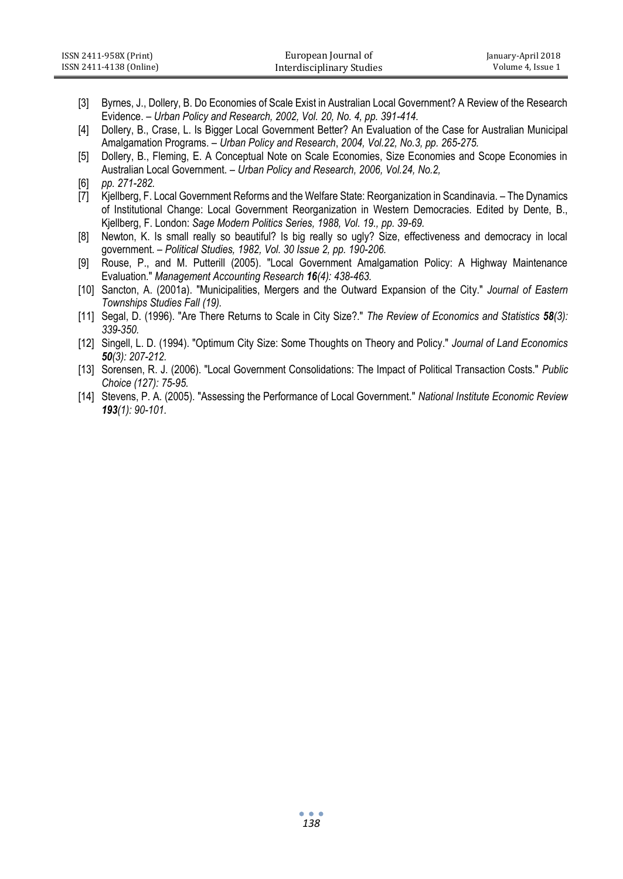[3] Byrnes, J., Dollery, B. Do Economies of Scale Exist in Australian Local Government? A Review of the Research Evidence. – *Urban Policy and Research, 2002, Vol. 20, No. 4, pp. 391-414.*

[4] Dollery, B., Crase, L. Is Bigger Local Government Better? An Evaluation of the Case for Australian Municipal Amalgamation Programs. – *Urban Policy and Research*, *2004, Vol.22, No.3, pp. 265-275.*

[5] Dollery, B., Fleming, E. A Conceptual Note on Scale Economies, Size Economies and Scope Economies in Australian Local Government. – *Urban Policy and Research, 2006, Vol.24, No.2,*

[6] *pp. 271-282.*

[7] Kjellberg, F. Local Government Reforms and the Welfare State: Reorganization in Scandinavia. – The Dynamics of Institutional Change: Local Government Reorganization in Western Democracies. Edited by Dente, B., Kjellberg, F. London: *Sage Modern Politics Series, 1988, Vol. 19., pp. 39-69.*

[8] Newton, K. Is small really so beautiful? Is big really so ugly? Size, effectiveness and democracy in local government. – *Political Studies, 1982, Vol. 30 Issue 2, pp. 190-206.*

[9] Rouse, P., and M. Putterill (2005). "Local Government Amalgamation Policy: A Highway Maintenance Evaluation." *Management Accounting Research **16**(4): 438-463.*

[10] Sancton, A. (2001a). "Municipalities, Mergers and the Outward Expansion of the City." *Journal of Eastern Townships Studies Fall (19).*

[11] Segal, D. (1996). "Are There Returns to Scale in City Size?." *The Review of Economics and Statistics **58**(3): 339-350.*

[12] Singell, L. D. (1994). "Optimum City Size: Some Thoughts on Theory and Policy." *Journal of Land Economics **50**(3): 207-212.*

[13] Sorensen, R. J. (2006). "Local Government Consolidations: The Impact of Political Transaction Costs." *Public Choice (127): 75-95.*

[14] Stevens, P. A. (2005). "Assessing the Performance of Local Government." *National Institute Economic Review **193**(1): 90-101.*